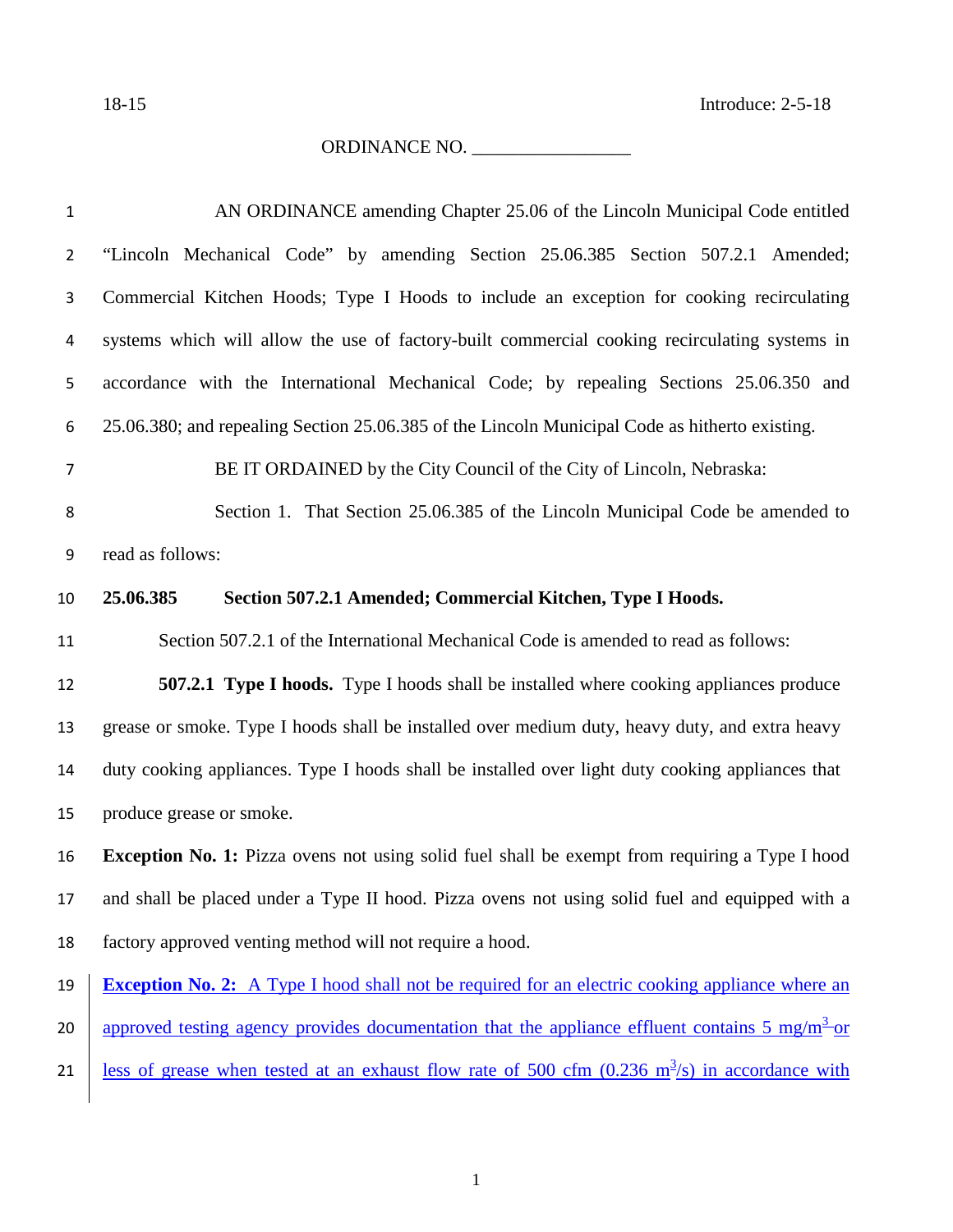18-15 Introduce: 2-5-18

ORDINANCE NO. _________________

AN ORDINANCE amending Chapter 25.06 of the Lincoln Municipal Code entitled "Lincoln Mechanical Code" by amending Section 25.06.385 Section 507.2.1 Amended; Commercial Kitchen Hoods; Type I Hoods to include an exception for cooking recirculating systems which will allow the use of factory-built commercial cooking recirculating systems in accordance with the International Mechanical Code; by repealing Sections 25.06.350 and 25.06.380; and repealing Section 25.06.385 of the Lincoln Municipal Code as hitherto existing.

BE IT ORDAINED by the City Council of the City of Lincoln, Nebraska:

Section 1. That Section 25.06.385 of the Lincoln Municipal Code be amended to read as follows:

**25.06.385 Section 507.2.1 Amended; Commercial Kitchen, Type I Hoods.**

Section 507.2.1 of the International Mechanical Code is amended to read as follows:

**507.2.1 Type I hoods.** Type I hoods shall be installed where cooking appliances produce grease or smoke. Type I hoods shall be installed over medium duty, heavy duty, and extra heavy duty cooking appliances. Type I hoods shall be installed over light duty cooking appliances that produce grease or smoke.

**Exception No. 1:** Pizza ovens not using solid fuel shall be exempt from requiring a Type I hood and shall be placed under a Type II hood. Pizza ovens not using solid fuel and equipped with a factory approved venting method will not require a hood.

<u>**Exception No. 2:** A Type I hood shall not be required for an electric cooking appliance where an approved testing agency provides documentation that the appliance effluent contains 5 mg/m$^3$ or less of grease when tested at an exhaust flow rate of 500 cfm (0.236 m$^3$/s) in accordance with</u>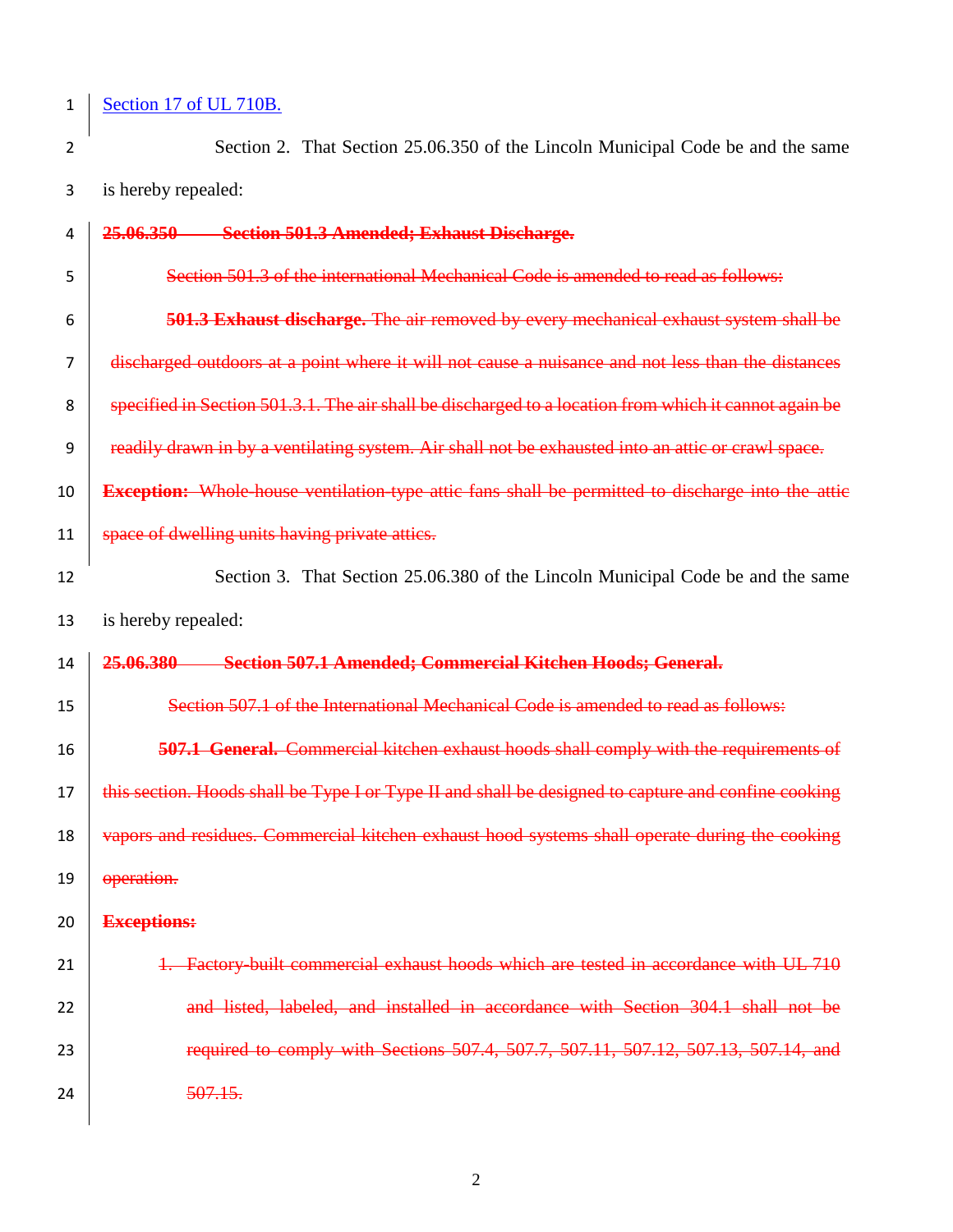Section 17 of UL 710B.

Section 2. That Section 25.06.350 of the Lincoln Municipal Code be and the same is hereby repealed:

~~**25.06.350 Section 501.3 Amended; Exhaust Discharge.**~~

~~Section 501.3 of the international Mechanical Code is amended to read as follows:~~

~~**501.3 Exhaust discharge.** The air removed by every mechanical exhaust system shall be discharged outdoors at a point where it will not cause a nuisance and not less than the distances specified in Section 501.3.1. The air shall be discharged to a location from which it cannot again be readily drawn in by a ventilating system. Air shall not be exhausted into an attic or crawl space.~~

~~**Exception:** Whole-house ventilation-type attic fans shall be permitted to discharge into the attic space of dwelling units having private attics.~~

Section 3. That Section 25.06.380 of the Lincoln Municipal Code be and the same is hereby repealed:

~~**25.06.380 Section 507.1 Amended; Commercial Kitchen Hoods; General.**~~

~~Section 507.1 of the International Mechanical Code is amended to read as follows:~~

~~**507.1 General.** Commercial kitchen exhaust hoods shall comply with the requirements of this section. Hoods shall be Type I or Type II and shall be designed to capture and confine cooking vapors and residues. Commercial kitchen exhaust hood systems shall operate during the cooking operation.~~

~~**Exceptions:**~~

1. ~~Factory-built commercial exhaust hoods which are tested in accordance with UL 710 and listed, labeled, and installed in accordance with Section 304.1 shall not be required to comply with Sections 507.4, 507.7, 507.11, 507.12, 507.13, 507.14, and 507.15.~~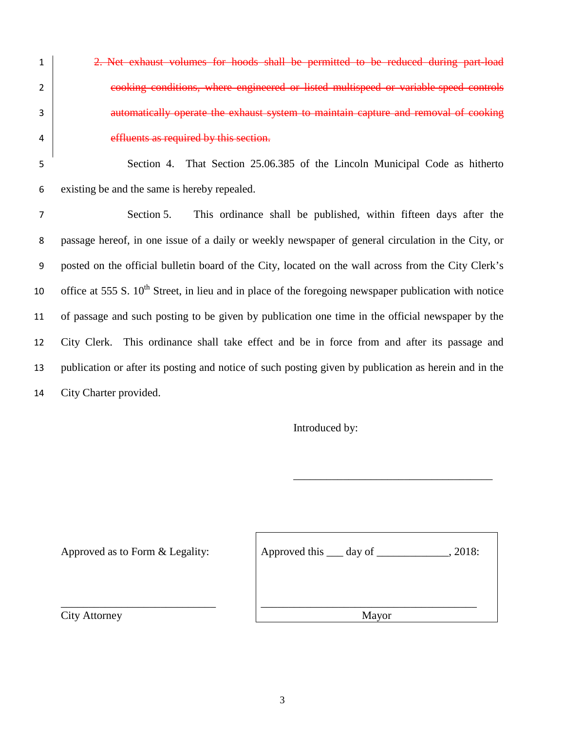~~2. Net exhaust volumes for hoods shall be permitted to be reduced during part-load cooking conditions, where engineered or listed multispeed or variable speed controls automatically operate the exhaust system to maintain capture and removal of cooking effluents as required by this section.~~

Section 4. That Section 25.06.385 of the Lincoln Municipal Code as hitherto existing be and the same is hereby repealed.

Section 5. This ordinance shall be published, within fifteen days after the passage hereof, in one issue of a daily or weekly newspaper of general circulation in the City, or posted on the official bulletin board of the City, located on the wall across from the City Clerk's office at 555 S. 10th Street, in lieu and in place of the foregoing newspaper publication with notice of passage and such posting to be given by publication one time in the official newspaper by the City Clerk. This ordinance shall take effect and be in force from and after its passage and publication or after its posting and notice of such posting given by publication as herein and in the City Charter provided.

Introduced by:

_____________________________________

Approved as to Form & Legality:

_____________________________
City Attorney

Approved this ___ day of _____________, 2018:

_________________________________________
Mayor